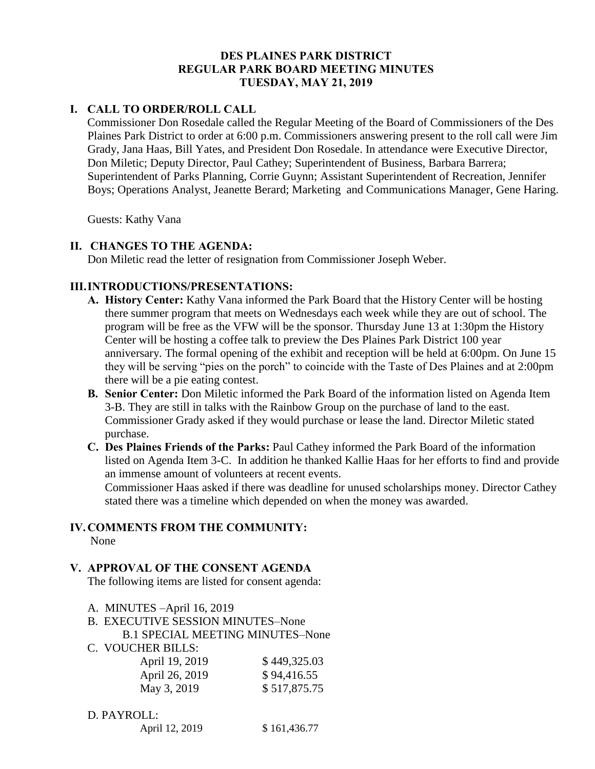# DES PLAINES PARK DISTRICT
# REGULAR PARK BOARD MEETING MINUTES
# TUESDAY, MAY 21, 2019

## I. CALL TO ORDER/ROLL CALL

Commissioner Don Rosedale called the Regular Meeting of the Board of Commissioners of the Des Plaines Park District to order at 6:00 p.m. Commissioners answering present to the roll call were Jim Grady, Jana Haas, Bill Yates, and President Don Rosedale. In attendance were Executive Director, Don Miletic; Deputy Director, Paul Cathey; Superintendent of Business, Barbara Barrera; Superintendent of Parks Planning, Corrie Guynn; Assistant Superintendent of Recreation, Jennifer Boys; Operations Analyst, Jeanette Berard; Marketing and Communications Manager, Gene Haring.

Guests: Kathy Vana

## II. CHANGES TO THE AGENDA:

Don Miletic read the letter of resignation from Commissioner Joseph Weber.

## III. INTRODUCTIONS/PRESENTATIONS:

- **A. History Center:** Kathy Vana informed the Park Board that the History Center will be hosting there summer program that meets on Wednesdays each week while they are out of school. The program will be free as the VFW will be the sponsor. Thursday June 13 at 1:30pm the History Center will be hosting a coffee talk to preview the Des Plaines Park District 100 year anniversary. The formal opening of the exhibit and reception will be held at 6:00pm. On June 15 they will be serving "pies on the porch" to coincide with the Taste of Des Plaines and at 2:00pm there will be a pie eating contest.
- **B. Senior Center:** Don Miletic informed the Park Board of the information listed on Agenda Item 3-B. They are still in talks with the Rainbow Group on the purchase of land to the east. Commissioner Grady asked if they would purchase or lease the land. Director Miletic stated purchase.
- **C. Des Plaines Friends of the Parks:** Paul Cathey informed the Park Board of the information listed on Agenda Item 3-C. In addition he thanked Kallie Haas for her efforts to find and provide an immense amount of volunteers at recent events.

  Commissioner Haas asked if there was deadline for unused scholarships money. Director Cathey stated there was a timeline which depended on when the money was awarded.

## IV. COMMENTS FROM THE COMMUNITY:

None

## V. APPROVAL OF THE CONSENT AGENDA

The following items are listed for consent agenda:

A. MINUTES –April 16, 2019

B. EXECUTIVE SESSION MINUTES–None

  B.1 SPECIAL MEETING MINUTES–None

C. VOUCHER BILLS:

| | |
|---|---|
| April 19, 2019 | $ 449,325.03 |
| April 26, 2019 | $ 94,416.55 |
| May 3, 2019 | $ 517,875.75 |

D. PAYROLL:

| | |
|---|---|
| April 12, 2019 | $ 161,436.77 |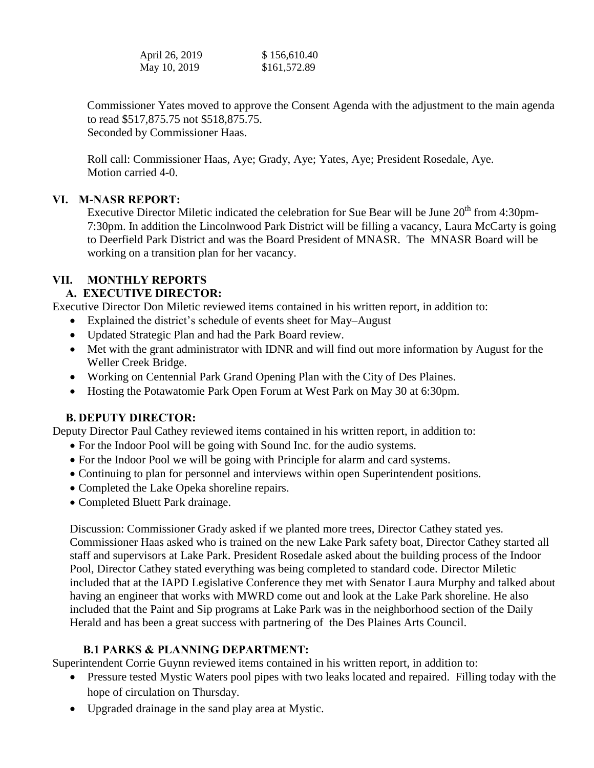| | |
|---|---|
| April 26, 2019 | $ 156,610.40 |
| May 10, 2019 | $161,572.89 |

Commissioner Yates moved to approve the Consent Agenda with the adjustment to the main agenda to read $517,875.75 not $518,875.75.
Seconded by Commissioner Haas.

Roll call: Commissioner Haas, Aye; Grady, Aye; Yates, Aye; President Rosedale, Aye.
Motion carried 4-0.

## VI. M-NASR REPORT:

Executive Director Miletic indicated the celebration for Sue Bear will be June 20th from 4:30pm-7:30pm. In addition the Lincolnwood Park District will be filling a vacancy, Laura McCarty is going to Deerfield Park District and was the Board President of MNASR. The MNASR Board will be working on a transition plan for her vacancy.

## VII. MONTHLY REPORTS

### A. EXECUTIVE DIRECTOR:

Executive Director Don Miletic reviewed items contained in his written report, in addition to:

- Explained the district's schedule of events sheet for May–August
- Updated Strategic Plan and had the Park Board review.
- Met with the grant administrator with IDNR and will find out more information by August for the Weller Creek Bridge.
- Working on Centennial Park Grand Opening Plan with the City of Des Plaines.
- Hosting the Potawatomie Park Open Forum at West Park on May 30 at 6:30pm.

### B. DEPUTY DIRECTOR:

Deputy Director Paul Cathey reviewed items contained in his written report, in addition to:

- For the Indoor Pool will be going with Sound Inc. for the audio systems.
- For the Indoor Pool we will be going with Principle for alarm and card systems.
- Continuing to plan for personnel and interviews within open Superintendent positions.
- Completed the Lake Opeka shoreline repairs.
- Completed Bluett Park drainage.

Discussion: Commissioner Grady asked if we planted more trees, Director Cathey stated yes. Commissioner Haas asked who is trained on the new Lake Park safety boat, Director Cathey started all staff and supervisors at Lake Park. President Rosedale asked about the building process of the Indoor Pool, Director Cathey stated everything was being completed to standard code. Director Miletic included that at the IAPD Legislative Conference they met with Senator Laura Murphy and talked about having an engineer that works with MWRD come out and look at the Lake Park shoreline. He also included that the Paint and Sip programs at Lake Park was in the neighborhood section of the Daily Herald and has been a great success with partnering of the Des Plaines Arts Council.

### B.1 PARKS & PLANNING DEPARTMENT:

Superintendent Corrie Guynn reviewed items contained in his written report, in addition to:

- Pressure tested Mystic Waters pool pipes with two leaks located and repaired. Filling today with the hope of circulation on Thursday.
- Upgraded drainage in the sand play area at Mystic.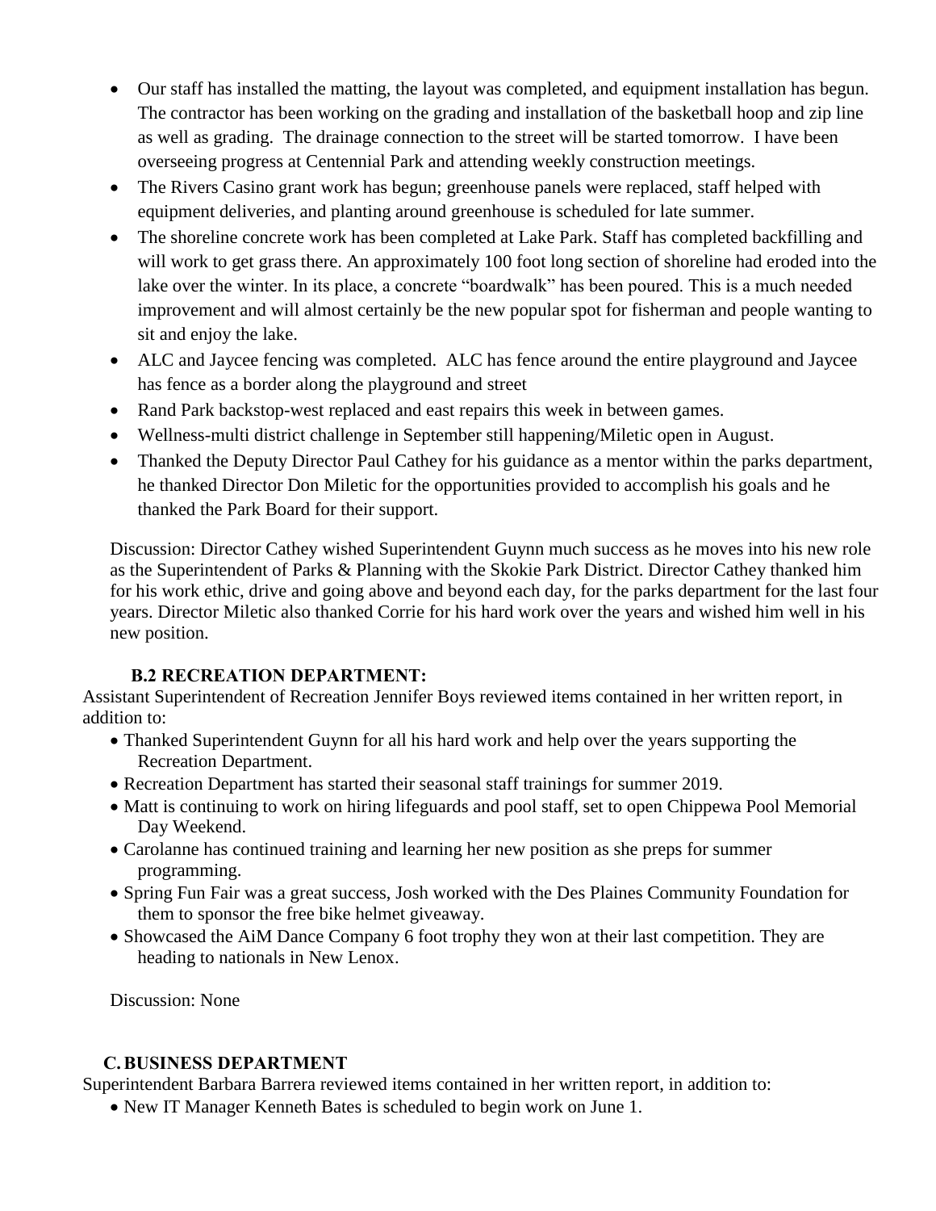- Our staff has installed the matting, the layout was completed, and equipment installation has begun. The contractor has been working on the grading and installation of the basketball hoop and zip line as well as grading. The drainage connection to the street will be started tomorrow. I have been overseeing progress at Centennial Park and attending weekly construction meetings.
- The Rivers Casino grant work has begun; greenhouse panels were replaced, staff helped with equipment deliveries, and planting around greenhouse is scheduled for late summer.
- The shoreline concrete work has been completed at Lake Park. Staff has completed backfilling and will work to get grass there. An approximately 100 foot long section of shoreline had eroded into the lake over the winter. In its place, a concrete "boardwalk" has been poured. This is a much needed improvement and will almost certainly be the new popular spot for fisherman and people wanting to sit and enjoy the lake.
- ALC and Jaycee fencing was completed. ALC has fence around the entire playground and Jaycee has fence as a border along the playground and street
- Rand Park backstop-west replaced and east repairs this week in between games.
- Wellness-multi district challenge in September still happening/Miletic open in August.
- Thanked the Deputy Director Paul Cathey for his guidance as a mentor within the parks department, he thanked Director Don Miletic for the opportunities provided to accomplish his goals and he thanked the Park Board for their support.

Discussion: Director Cathey wished Superintendent Guynn much success as he moves into his new role as the Superintendent of Parks & Planning with the Skokie Park District. Director Cathey thanked him for his work ethic, drive and going above and beyond each day, for the parks department for the last four years. Director Miletic also thanked Corrie for his hard work over the years and wished him well in his new position.

**B.2 RECREATION DEPARTMENT:**

Assistant Superintendent of Recreation Jennifer Boys reviewed items contained in her written report, in addition to:

- Thanked Superintendent Guynn for all his hard work and help over the years supporting the Recreation Department.
- Recreation Department has started their seasonal staff trainings for summer 2019.
- Matt is continuing to work on hiring lifeguards and pool staff, set to open Chippewa Pool Memorial Day Weekend.
- Carolanne has continued training and learning her new position as she preps for summer programming.
- Spring Fun Fair was a great success, Josh worked with the Des Plaines Community Foundation for them to sponsor the free bike helmet giveaway.
- Showcased the AiM Dance Company 6 foot trophy they won at their last competition. They are heading to nationals in New Lenox.

Discussion: None

**C. BUSINESS DEPARTMENT**

Superintendent Barbara Barrera reviewed items contained in her written report, in addition to:

- New IT Manager Kenneth Bates is scheduled to begin work on June 1.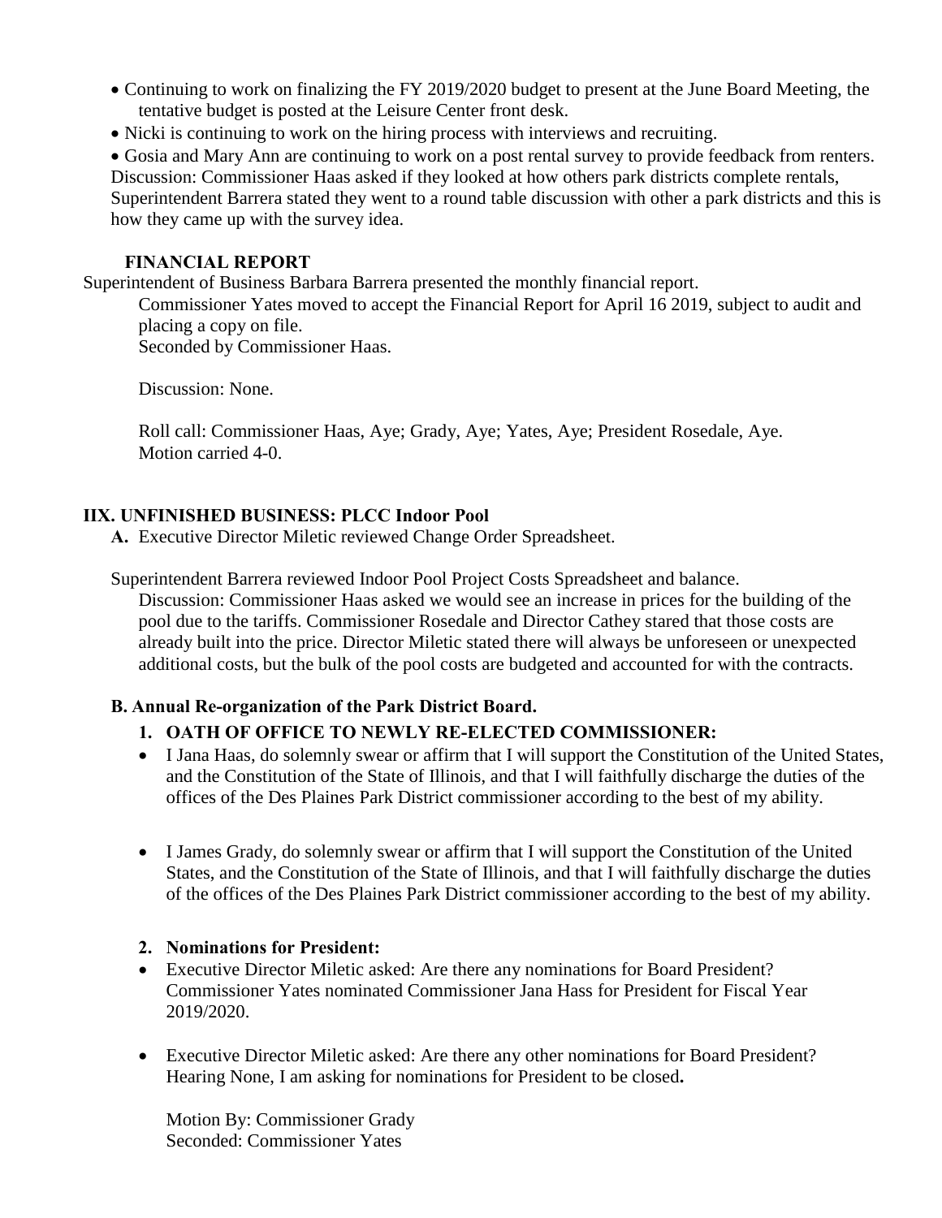- Continuing to work on finalizing the FY 2019/2020 budget to present at the June Board Meeting, the tentative budget is posted at the Leisure Center front desk.
- Nicki is continuing to work on the hiring process with interviews and recruiting.
- Gosia and Mary Ann are continuing to work on a post rental survey to provide feedback from renters.

Discussion: Commissioner Haas asked if they looked at how others park districts complete rentals, Superintendent Barrera stated they went to a round table discussion with other a park districts and this is how they came up with the survey idea.

**FINANCIAL REPORT**

Superintendent of Business Barbara Barrera presented the monthly financial report.

Commissioner Yates moved to accept the Financial Report for April 16 2019, subject to audit and placing a copy on file.
Seconded by Commissioner Haas.

Discussion: None.

Roll call: Commissioner Haas, Aye; Grady, Aye; Yates, Aye; President Rosedale, Aye.
Motion carried 4-0.

## IIX. UNFINISHED BUSINESS: PLCC Indoor Pool

**A.** Executive Director Miletic reviewed Change Order Spreadsheet.

Superintendent Barrera reviewed Indoor Pool Project Costs Spreadsheet and balance.

Discussion: Commissioner Haas asked we would see an increase in prices for the building of the pool due to the tariffs. Commissioner Rosedale and Director Cathey stared that those costs are already built into the price. Director Miletic stated there will always be unforeseen or unexpected additional costs, but the bulk of the pool costs are budgeted and accounted for with the contracts.

### B. Annual Re-organization of the Park District Board.

**1. OATH OF OFFICE TO NEWLY RE-ELECTED COMMISSIONER:**

- I Jana Haas, do solemnly swear or affirm that I will support the Constitution of the United States, and the Constitution of the State of Illinois, and that I will faithfully discharge the duties of the offices of the Des Plaines Park District commissioner according to the best of my ability.

- I James Grady, do solemnly swear or affirm that I will support the Constitution of the United States, and the Constitution of the State of Illinois, and that I will faithfully discharge the duties of the offices of the Des Plaines Park District commissioner according to the best of my ability.

**2. Nominations for President:**

- Executive Director Miletic asked: Are there any nominations for Board President? Commissioner Yates nominated Commissioner Jana Hass for President for Fiscal Year 2019/2020.

- Executive Director Miletic asked: Are there any other nominations for Board President? Hearing None, I am asking for nominations for President to be closed**.**

Motion By: Commissioner Grady
Seconded: Commissioner Yates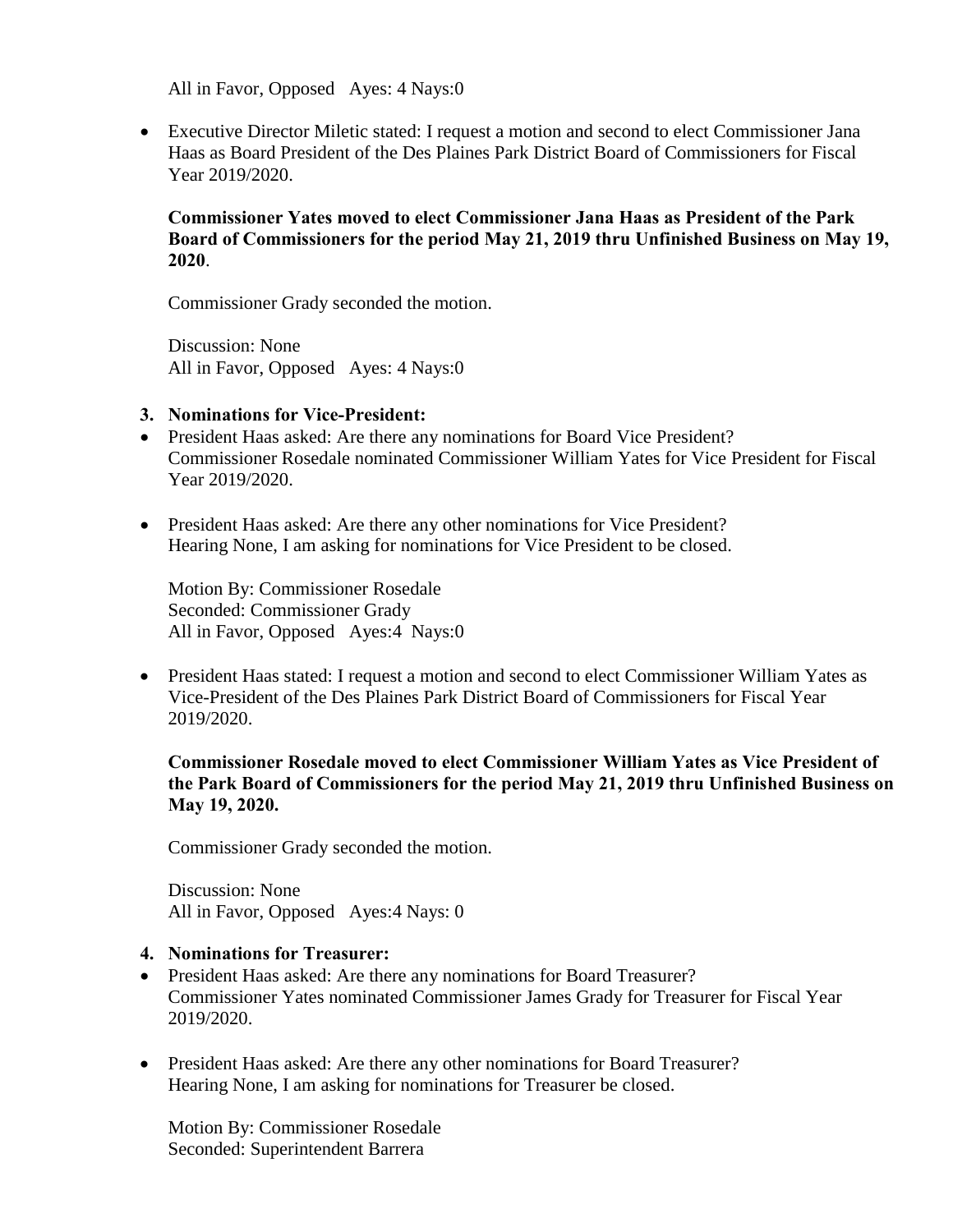All in Favor, Opposed   Ayes: 4 Nays:0

- Executive Director Miletic stated: I request a motion and second to elect Commissioner Jana Haas as Board President of the Des Plaines Park District Board of Commissioners for Fiscal Year 2019/2020.

  **Commissioner Yates moved to elect Commissioner Jana Haas as President of the Park Board of Commissioners for the period May 21, 2019 thru Unfinished Business on May 19, 2020**.

  Commissioner Grady seconded the motion.

  Discussion: None
  All in Favor, Opposed   Ayes: 4 Nays:0

**3. Nominations for Vice-President:**

- President Haas asked: Are there any nominations for Board Vice President?
  Commissioner Rosedale nominated Commissioner William Yates for Vice President for Fiscal Year 2019/2020.

- President Haas asked: Are there any other nominations for Vice President?
  Hearing None, I am asking for nominations for Vice President to be closed.

  Motion By: Commissioner Rosedale
  Seconded: Commissioner Grady
  All in Favor, Opposed   Ayes:4  Nays:0

- President Haas stated: I request a motion and second to elect Commissioner William Yates as Vice-President of the Des Plaines Park District Board of Commissioners for Fiscal Year 2019/2020.

  **Commissioner Rosedale moved to elect Commissioner William Yates as Vice President of the Park Board of Commissioners for the period May 21, 2019 thru Unfinished Business on May 19, 2020.**

  Commissioner Grady seconded the motion.

  Discussion: None
  All in Favor, Opposed   Ayes:4 Nays: 0

**4. Nominations for Treasurer:**

- President Haas asked: Are there any nominations for Board Treasurer?
  Commissioner Yates nominated Commissioner James Grady for Treasurer for Fiscal Year 2019/2020.

- President Haas asked: Are there any other nominations for Board Treasurer?
  Hearing None, I am asking for nominations for Treasurer be closed.

  Motion By: Commissioner Rosedale
  Seconded: Superintendent Barrera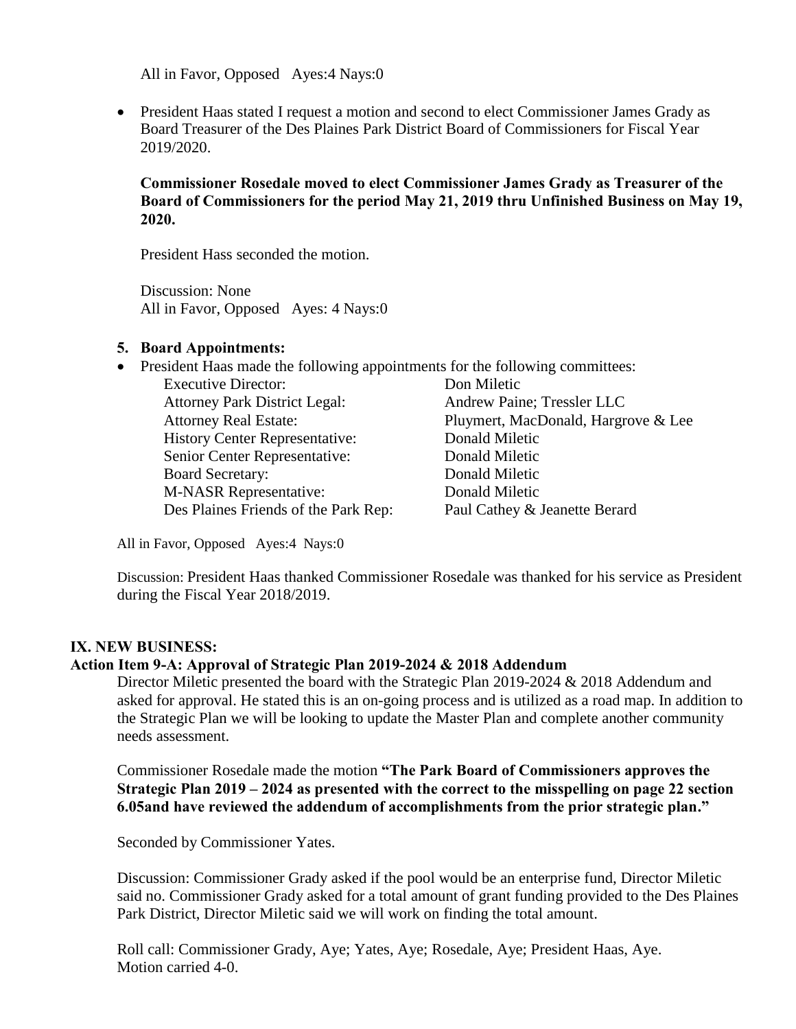All in Favor, Opposed  Ayes:4 Nays:0

- President Haas stated I request a motion and second to elect Commissioner James Grady as Board Treasurer of the Des Plaines Park District Board of Commissioners for Fiscal Year 2019/2020.

  **Commissioner Rosedale moved to elect Commissioner James Grady as Treasurer of the Board of Commissioners for the period May 21, 2019 thru Unfinished Business on May 19, 2020.**

  President Hass seconded the motion.

  Discussion: None
  All in Favor, Opposed  Ayes: 4 Nays:0

**5. Board Appointments:**

- President Haas made the following appointments for the following committees:

| | |
|---|---|
| Executive Director: | Don Miletic |
| Attorney Park District Legal: | Andrew Paine; Tressler LLC |
| Attorney Real Estate: | Pluymert, MacDonald, Hargrove & Lee |
| History Center Representative: | Donald Miletic |
| Senior Center Representative: | Donald Miletic |
| Board Secretary: | Donald Miletic |
| M-NASR Representative: | Donald Miletic |
| Des Plaines Friends of the Park Rep: | Paul Cathey & Jeanette Berard |

All in Favor, Opposed  Ayes:4  Nays:0

Discussion: President Haas thanked Commissioner Rosedale was thanked for his service as President during the Fiscal Year 2018/2019.

**IX. NEW BUSINESS:**

**Action Item 9-A: Approval of Strategic Plan 2019-2024 & 2018 Addendum**

Director Miletic presented the board with the Strategic Plan 2019-2024 & 2018 Addendum and asked for approval. He stated this is an on-going process and is utilized as a road map. In addition to the Strategic Plan we will be looking to update the Master Plan and complete another community needs assessment.

Commissioner Rosedale made the motion **"The Park Board of Commissioners approves the Strategic Plan 2019 – 2024 as presented with the correct to the misspelling on page 22 section 6.05and have reviewed the addendum of accomplishments from the prior strategic plan."**

Seconded by Commissioner Yates.

Discussion: Commissioner Grady asked if the pool would be an enterprise fund, Director Miletic said no. Commissioner Grady asked for a total amount of grant funding provided to the Des Plaines Park District, Director Miletic said we will work on finding the total amount.

Roll call: Commissioner Grady, Aye; Yates, Aye; Rosedale, Aye; President Haas, Aye.
Motion carried 4-0.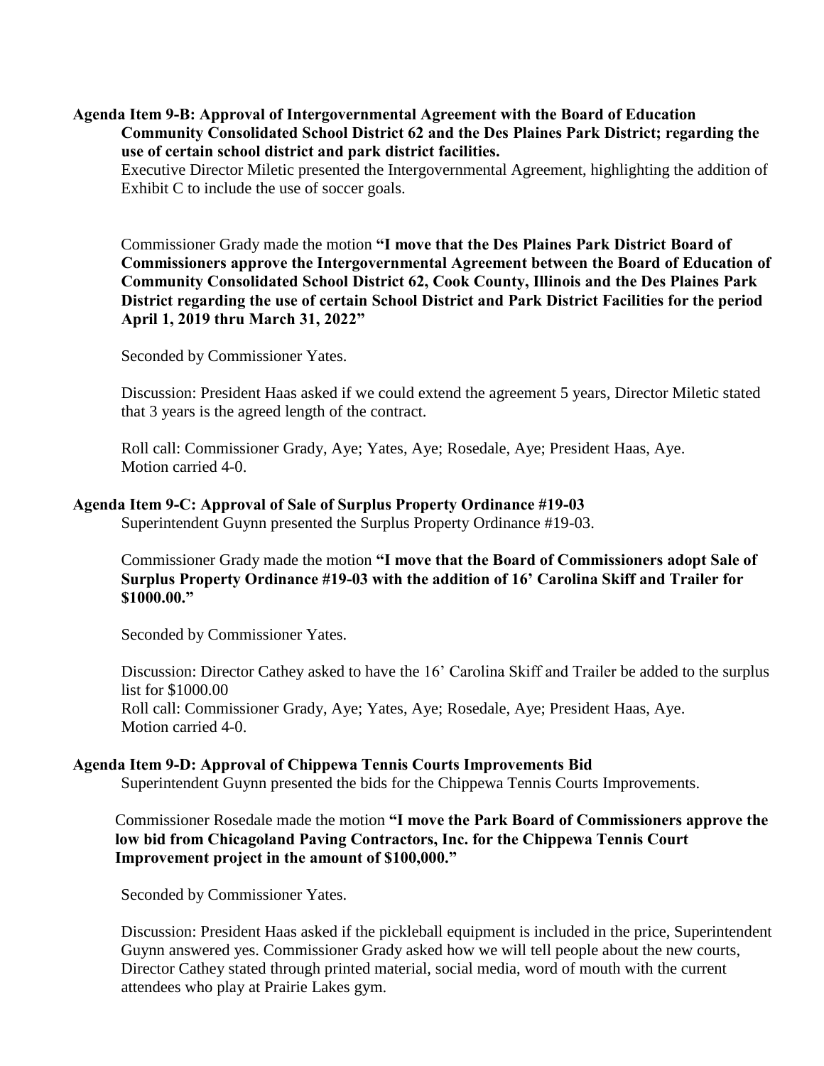**Agenda Item 9-B: Approval of Intergovernmental Agreement with the Board of Education Community Consolidated School District 62 and the Des Plaines Park District; regarding the use of certain school district and park district facilities.**

Executive Director Miletic presented the Intergovernmental Agreement, highlighting the addition of Exhibit C to include the use of soccer goals.

Commissioner Grady made the motion **"I move that the Des Plaines Park District Board of Commissioners approve the Intergovernmental Agreement between the Board of Education of Community Consolidated School District 62, Cook County, Illinois and the Des Plaines Park District regarding the use of certain School District and Park District Facilities for the period April 1, 2019 thru March 31, 2022"**

Seconded by Commissioner Yates.

Discussion: President Haas asked if we could extend the agreement 5 years, Director Miletic stated that 3 years is the agreed length of the contract.

Roll call: Commissioner Grady, Aye; Yates, Aye; Rosedale, Aye; President Haas, Aye.
Motion carried 4-0.

**Agenda Item 9-C: Approval of Sale of Surplus Property Ordinance #19-03**

Superintendent Guynn presented the Surplus Property Ordinance #19-03.

Commissioner Grady made the motion **"I move that the Board of Commissioners adopt Sale of Surplus Property Ordinance #19-03 with the addition of 16' Carolina Skiff and Trailer for $1000.00."**

Seconded by Commissioner Yates.

Discussion: Director Cathey asked to have the 16' Carolina Skiff and Trailer be added to the surplus list for $1000.00
Roll call: Commissioner Grady, Aye; Yates, Aye; Rosedale, Aye; President Haas, Aye.
Motion carried 4-0.

**Agenda Item 9-D: Approval of Chippewa Tennis Courts Improvements Bid**

Superintendent Guynn presented the bids for the Chippewa Tennis Courts Improvements.

Commissioner Rosedale made the motion **"I move the Park Board of Commissioners approve the low bid from Chicagoland Paving Contractors, Inc. for the Chippewa Tennis Court Improvement project in the amount of $100,000."**

Seconded by Commissioner Yates.

Discussion: President Haas asked if the pickleball equipment is included in the price, Superintendent Guynn answered yes. Commissioner Grady asked how we will tell people about the new courts, Director Cathey stated through printed material, social media, word of mouth with the current attendees who play at Prairie Lakes gym.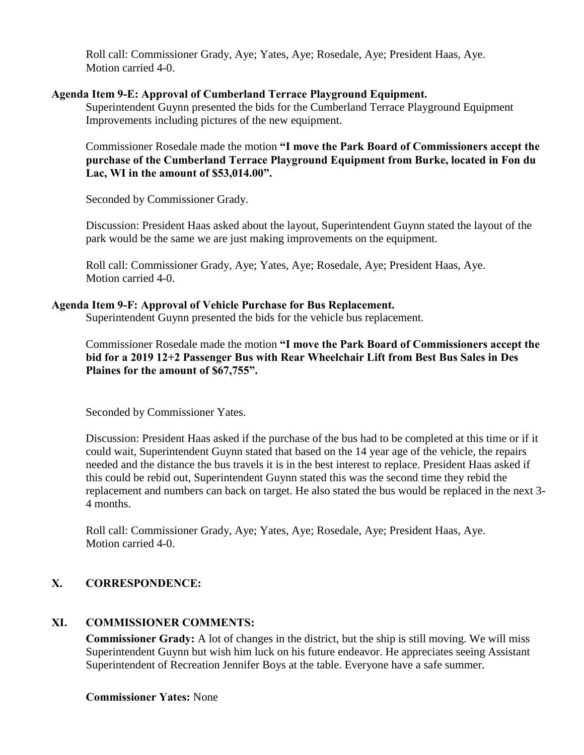Roll call: Commissioner Grady, Aye; Yates, Aye; Rosedale, Aye; President Haas, Aye.
Motion carried 4-0.

**Agenda Item 9-E: Approval of Cumberland Terrace Playground Equipment.**

Superintendent Guynn presented the bids for the Cumberland Terrace Playground Equipment Improvements including pictures of the new equipment.

Commissioner Rosedale made the motion **"I move the Park Board of Commissioners accept the purchase of the Cumberland Terrace Playground Equipment from Burke, located in Fon du Lac, WI in the amount of $53,014.00".**

Seconded by Commissioner Grady.

Discussion: President Haas asked about the layout, Superintendent Guynn stated the layout of the park would be the same we are just making improvements on the equipment.

Roll call: Commissioner Grady, Aye; Yates, Aye; Rosedale, Aye; President Haas, Aye.
Motion carried 4-0.

**Agenda Item 9-F: Approval of Vehicle Purchase for Bus Replacement.**

Superintendent Guynn presented the bids for the vehicle bus replacement.

Commissioner Rosedale made the motion **"I move the Park Board of Commissioners accept the bid for a 2019 12+2 Passenger Bus with Rear Wheelchair Lift from Best Bus Sales in Des Plaines for the amount of $67,755".**

Seconded by Commissioner Yates.

Discussion: President Haas asked if the purchase of the bus had to be completed at this time or if it could wait, Superintendent Guynn stated that based on the 14 year age of the vehicle, the repairs needed and the distance the bus travels it is in the best interest to replace. President Haas asked if this could be rebid out, Superintendent Guynn stated this was the second time they rebid the replacement and numbers can back on target. He also stated the bus would be replaced in the next 3-4 months.

Roll call: Commissioner Grady, Aye; Yates, Aye; Rosedale, Aye; President Haas, Aye.
Motion carried 4-0.

## X. CORRESPONDENCE:

## XI. COMMISSIONER COMMENTS:

**Commissioner Grady:** A lot of changes in the district, but the ship is still moving. We will miss Superintendent Guynn but wish him luck on his future endeavor. He appreciates seeing Assistant Superintendent of Recreation Jennifer Boys at the table. Everyone have a safe summer.

**Commissioner Yates:** None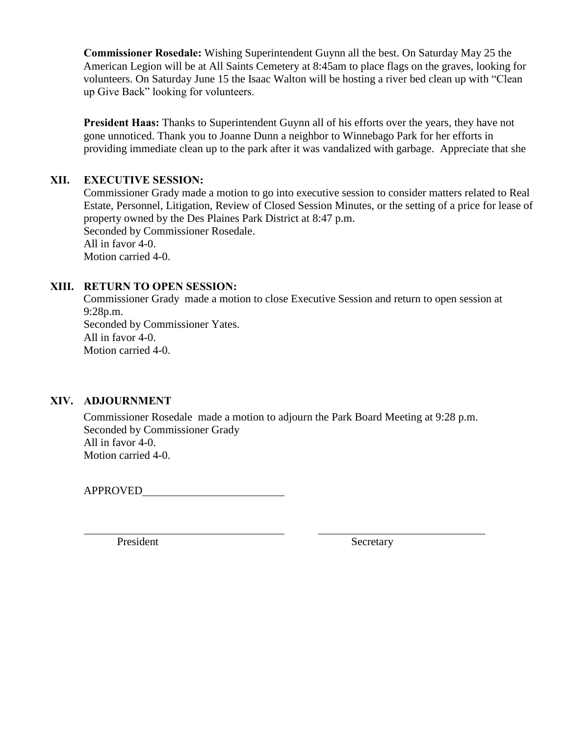**Commissioner Rosedale:** Wishing Superintendent Guynn all the best. On Saturday May 25 the American Legion will be at All Saints Cemetery at 8:45am to place flags on the graves, looking for volunteers. On Saturday June 15 the Isaac Walton will be hosting a river bed clean up with "Clean up Give Back" looking for volunteers.

**President Haas:** Thanks to Superintendent Guynn all of his efforts over the years, they have not gone unnoticed. Thank you to Joanne Dunn a neighbor to Winnebago Park for her efforts in providing immediate clean up to the park after it was vandalized with garbage. Appreciate that she

## XII. EXECUTIVE SESSION:

Commissioner Grady made a motion to go into executive session to consider matters related to Real Estate, Personnel, Litigation, Review of Closed Session Minutes, or the setting of a price for lease of property owned by the Des Plaines Park District at 8:47 p.m.
Seconded by Commissioner Rosedale.
All in favor 4-0.
Motion carried 4-0.

## XIII. RETURN TO OPEN SESSION:

Commissioner Grady made a motion to close Executive Session and return to open session at 9:28p.m.
Seconded by Commissioner Yates.
All in favor 4-0.
Motion carried 4-0.

## XIV. ADJOURNMENT

Commissioner Rosedale made a motion to adjourn the Park Board Meeting at 9:28 p.m.
Seconded by Commissioner Grady
All in favor 4-0.
Motion carried 4-0.

APPROVED________________________

________________________ ________________________
President Secretary